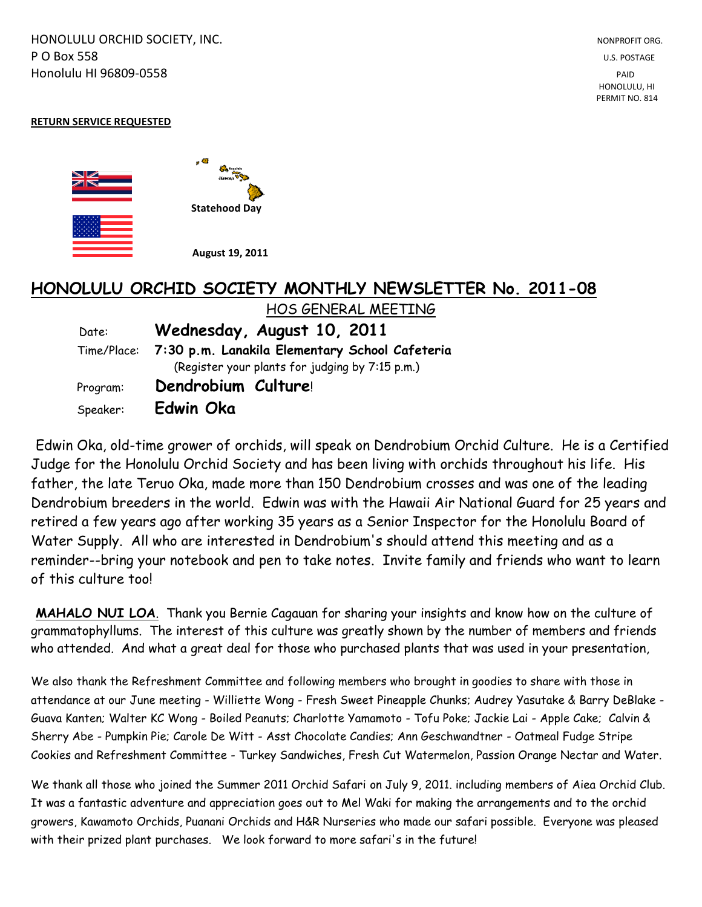HONOLULU ORCHID SOCIETY, INC.
P O Box 558
Honolulu HI 96809-0558

NONPROFIT ORG.
U.S. POSTAGE
PAID
HONOLULU, HI
PERMIT NO. 814

**RETURN SERVICE REQUESTED**

**Statehood Day**

**August 19, 2011**

# HONOLULU ORCHID SOCIETY MONTHLY NEWSLETTER No. 2011-08

## HOS GENERAL MEETING

Date: **Wednesday, August 10, 2011**

Time/Place: **7:30 p.m. Lanakila Elementary School Cafeteria**
(Register your plants for judging by 7:15 p.m.)

Program: **Dendrobium Culture**!

Speaker: **Edwin Oka**

Edwin Oka, old-time grower of orchids, will speak on Dendrobium Orchid Culture. He is a Certified Judge for the Honolulu Orchid Society and has been living with orchids throughout his life. His father, the late Teruo Oka, made more than 150 Dendrobium crosses and was one of the leading Dendrobium breeders in the world. Edwin was with the Hawaii Air National Guard for 25 years and retired a few years ago after working 35 years as a Senior Inspector for the Honolulu Board of Water Supply. All who are interested in Dendrobium's should attend this meeting and as a reminder--bring your notebook and pen to take notes. Invite family and friends who want to learn of this culture too!

**MAHALO NUI LOA**. Thank you Bernie Cagauan for sharing your insights and know how on the culture of grammatophyllums. The interest of this culture was greatly shown by the number of members and friends who attended. And what a great deal for those who purchased plants that was used in your presentation,

We also thank the Refreshment Committee and following members who brought in goodies to share with those in attendance at our June meeting - Williette Wong - Fresh Sweet Pineapple Chunks; Audrey Yasutake & Barry DeBlake - Guava Kanten; Walter KC Wong - Boiled Peanuts; Charlotte Yamamoto - Tofu Poke; Jackie Lai - Apple Cake; Calvin & Sherry Abe - Pumpkin Pie; Carole De Witt - Asst Chocolate Candies; Ann Geschwandtner - Oatmeal Fudge Stripe Cookies and Refreshment Committee - Turkey Sandwiches, Fresh Cut Watermelon, Passion Orange Nectar and Water.

We thank all those who joined the Summer 2011 Orchid Safari on July 9, 2011. including members of Aiea Orchid Club. It was a fantastic adventure and appreciation goes out to Mel Waki for making the arrangements and to the orchid growers, Kawamoto Orchids, Puanani Orchids and H&R Nurseries who made our safari possible. Everyone was pleased with their prized plant purchases. We look forward to more safari's in the future!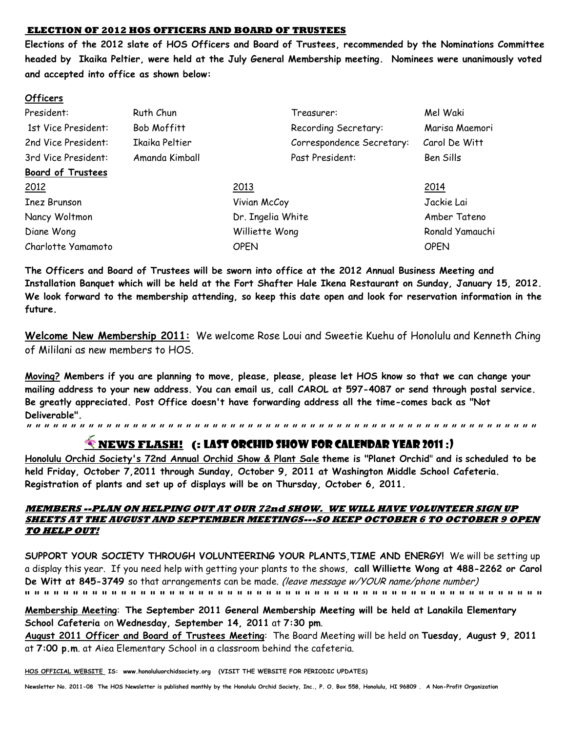## ELECTION OF 2012 HOS OFFICERS AND BOARD OF TRUSTEES

**Elections of the 2012 slate of HOS Officers and Board of Trustees, recommended by the Nominations Committee headed by Ikaika Peltier, were held at the July General Membership meeting. Nominees were unanimously voted and accepted into office as shown below:**

**Officers**

| | | | |
|---|---|---|---|
| President: | Ruth Chun | Treasurer: | Mel Waki |
| 1st Vice President: | Bob Moffitt | Recording Secretary: | Marisa Maemori |
| 2nd Vice President: | Ikaika Peltier | Correspondence Secretary: | Carol De Witt |
| 3rd Vice President: | Amanda Kimball | Past President: | Ben Sills |

**Board of Trustees**

| 2012 | 2013 | 2014 |
|---|---|---|
| Inez Brunson | Vivian McCoy | Jackie Lai |
| Nancy Woltmon | Dr. Ingelia White | Amber Tateno |
| Diane Wong | Williette Wong | Ronald Yamauchi |
| Charlotte Yamamoto | OPEN | OPEN |

**The Officers and Board of Trustees will be sworn into office at the 2012 Annual Business Meeting and Installation Banquet which will be held at the Fort Shafter Hale Ikena Restaurant on Sunday, January 15, 2012. We look forward to the membership attending, so keep this date open and look for reservation information in the future.**

**Welcome New Membership 2011:** We welcome Rose Loui and Sweetie Kuehu of Honolulu and Kenneth Ching of Mililani as new members to HOS.

**Moving? Members if you are planning to move, please, please, please let HOS know so that we can change your mailing address to your new address. You can email us, call CAROL at 597-4087 or send through postal service. Be greatly appreciated. Post Office doesn't have forwarding address all the time-comes back as "Not Deliverable".**

" " " " " " " " " " " " " " " " " " " " " " " " " " " " " " " " " " " " " " " " " " " " " " " " " " " " " " " "

## NEWS FLASH! (: LAST ORCHID SHOW FOR CALENDAR YEAR 2011 :)

**Honolulu Orchid Society's 72nd Annual Orchid Show & Plant Sale theme is "Planet Orchid" and is scheduled to be held Friday, October 7,2011 through Sunday, October 9, 2011 at Washington Middle School Cafeteria. Registration of plants and set up of displays will be on Thursday, October 6, 2011.**

***MEMBERS --PLAN ON HELPING OUT AT OUR 72nd SHOW. WE WILL HAVE VOLUNTEER SIGN UP SHEETS AT THE AUGUST AND SEPTEMBER MEETINGS---SO KEEP OCTOBER 6 TO OCTOBER 9 OPEN TO HELP OUT!***

**SUPPORT YOUR SOCIETY THROUGH VOLUNTEERING YOUR PLANTS,TIME AND ENERGY!** We will be setting up a display this year. If you need help with getting your plants to the shows, **call Williette Wong at 488-2262 or Carol De Witt at 845-3749** so that arrangements can be made. *(leave message w/YOUR name/phone number)*

" " " " " " " " " " " " " " " " " " " " " " " " " " " " " " " " " " " " " " " " " " " " " " " " " " " " " " " "

**Membership Meeting**: **The September 2011 General Membership Meeting will be held at Lanakila Elementary School Cafeteria** on **Wednesday, September 14, 2011** at **7:30 pm**.

**August 2011 Officer and Board of Trustees Meeting**: The Board Meeting will be held on **Tuesday, August 9, 2011** at **7:00 p.m**. at Aiea Elementary School in a classroom behind the cafeteria.

**HOS OFFICIAL WEBSITE IS: www.honoluluorchidsociety.org (VISIT THE WEBSITE FOR PERIODIC UPDATES)**

**Newsletter No. 2011-08 The HOS Newsletter is published monthly by the Honolulu Orchid Society, Inc., P. O. Box 558, Honolulu, HI 96809 . A Non-Profit Organization**